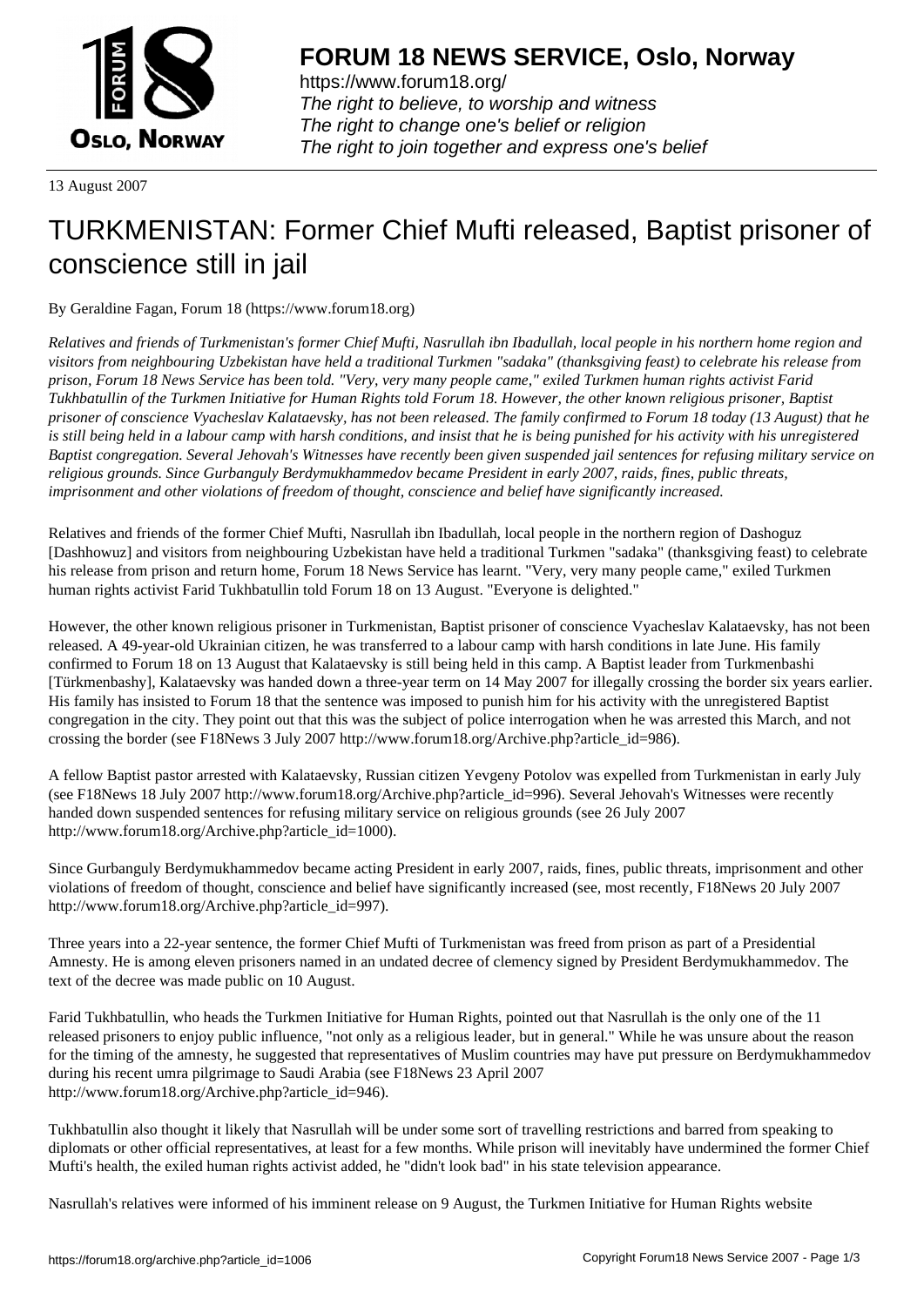**FORUM 18 NEWS SERVICE, Oslo, Norway**

https://www.forum18.org/
*The right to believe, to worship and witness*
*The right to change one's belief or religion*
*The right to join together and express one's belief*

13 August 2007

# TURKMENISTAN: Former Chief Mufti released, Baptist prisoner of conscience still in jail

By Geraldine Fagan, Forum 18 (https://www.forum18.org)

*Relatives and friends of Turkmenistan's former Chief Mufti, Nasrullah ibn Ibadullah, local people in his northern home region and visitors from neighbouring Uzbekistan have held a traditional Turkmen "sadaka" (thanksgiving feast) to celebrate his release from prison, Forum 18 News Service has been told. "Very, very many people came," exiled Turkmen human rights activist Farid Tukhbatullin of the Turkmen Initiative for Human Rights told Forum 18. However, the other known religious prisoner, Baptist prisoner of conscience Vyacheslav Kalataevsky, has not been released. The family confirmed to Forum 18 today (13 August) that he is still being held in a labour camp with harsh conditions, and insist that he is being punished for his activity with his unregistered Baptist congregation. Several Jehovah's Witnesses have recently been given suspended jail sentences for refusing military service on religious grounds. Since Gurbanguly Berdymukhammedov became President in early 2007, raids, fines, public threats, imprisonment and other violations of freedom of thought, conscience and belief have significantly increased.*

Relatives and friends of the former Chief Mufti, Nasrullah ibn Ibadullah, local people in the northern region of Dashoguz [Dashhowuz] and visitors from neighbouring Uzbekistan have held a traditional Turkmen "sadaka" (thanksgiving feast) to celebrate his release from prison and return home, Forum 18 News Service has learnt. "Very, very many people came," exiled Turkmen human rights activist Farid Tukhbatullin told Forum 18 on 13 August. "Everyone is delighted."

However, the other known religious prisoner in Turkmenistan, Baptist prisoner of conscience Vyacheslav Kalataevsky, has not been released. A 49-year-old Ukrainian citizen, he was transferred to a labour camp with harsh conditions in late June. His family confirmed to Forum 18 on 13 August that Kalataevsky is still being held in this camp. A Baptist leader from Turkmenbashi [Türkmenbashy], Kalataevsky was handed down a three-year term on 14 May 2007 for illegally crossing the border six years earlier. His family has insisted to Forum 18 that the sentence was imposed to punish him for his activity with the unregistered Baptist congregation in the city. They point out that this was the subject of police interrogation when he was arrested this March, and not crossing the border (see F18News 3 July 2007 http://www.forum18.org/Archive.php?article_id=986).

A fellow Baptist pastor arrested with Kalataevsky, Russian citizen Yevgeny Potolov was expelled from Turkmenistan in early July (see F18News 18 July 2007 http://www.forum18.org/Archive.php?article_id=996). Several Jehovah's Witnesses were recently handed down suspended sentences for refusing military service on religious grounds (see 26 July 2007 http://www.forum18.org/Archive.php?article_id=1000).

Since Gurbanguly Berdymukhammedov became acting President in early 2007, raids, fines, public threats, imprisonment and other violations of freedom of thought, conscience and belief have significantly increased (see, most recently, F18News 20 July 2007 http://www.forum18.org/Archive.php?article_id=997).

Three years into a 22-year sentence, the former Chief Mufti of Turkmenistan was freed from prison as part of a Presidential Amnesty. He is among eleven prisoners named in an undated decree of clemency signed by President Berdymukhammedov. The text of the decree was made public on 10 August.

Farid Tukhbatullin, who heads the Turkmen Initiative for Human Rights, pointed out that Nasrullah is the only one of the 11 released prisoners to enjoy public influence, "not only as a religious leader, but in general." While he was unsure about the reason for the timing of the amnesty, he suggested that representatives of Muslim countries may have put pressure on Berdymukhammedov during his recent umra pilgrimage to Saudi Arabia (see F18News 23 April 2007 http://www.forum18.org/Archive.php?article_id=946).

Tukhbatullin also thought it likely that Nasrullah will be under some sort of travelling restrictions and barred from speaking to diplomats or other official representatives, at least for a few months. While prison will inevitably have undermined the former Chief Mufti's health, the exiled human rights activist added, he "didn't look bad" in his state television appearance.

Nasrullah's relatives were informed of his imminent release on 9 August, the Turkmen Initiative for Human Rights website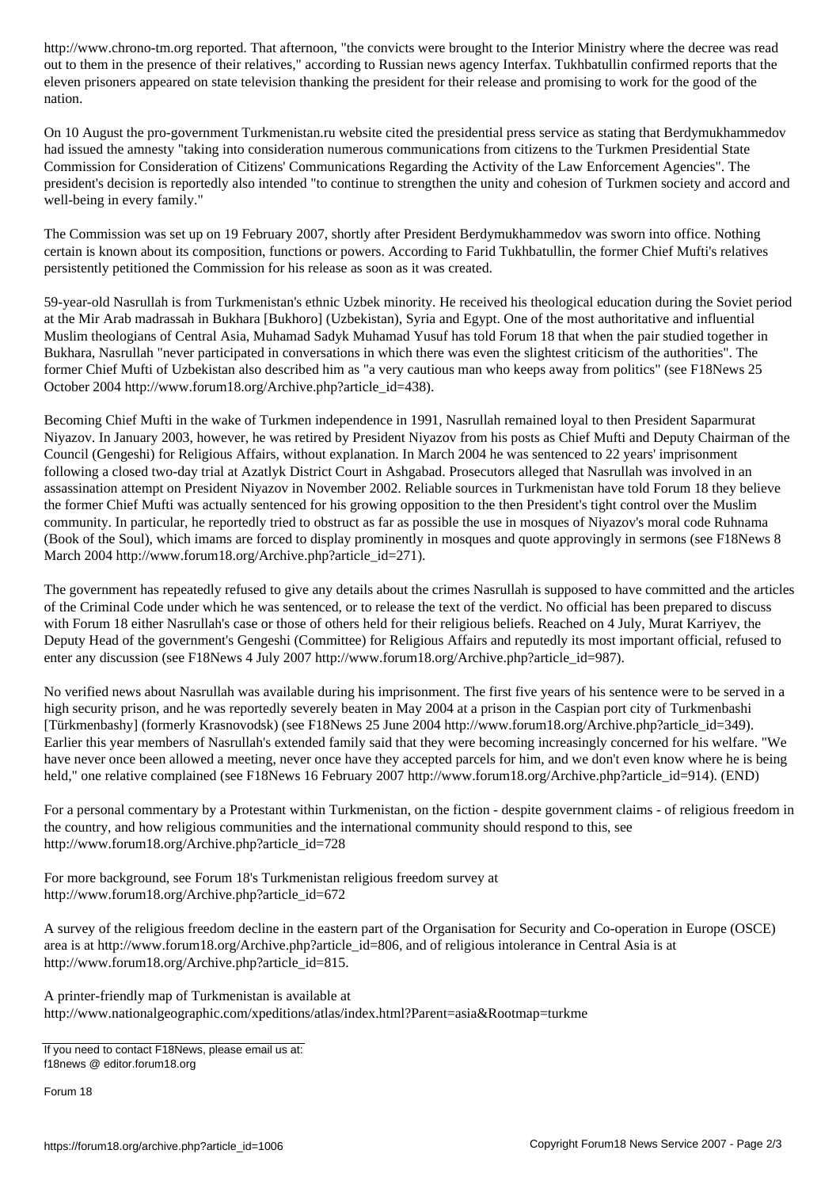http://www.chrono-tm.org reported. That afternoon, "the convicts were brought to the Interior Ministry where the decree was read out to them in the presence of their relatives," according to Russian news agency Interfax. Tukhbatullin confirmed reports that the eleven prisoners appeared on state television thanking the president for their release and promising to work for the good of the nation.

On 10 August the pro-government Turkmenistan.ru website cited the presidential press service as stating that Berdymukhammedov had issued the amnesty "taking into consideration numerous communications from citizens to the Turkmen Presidential State Commission for Consideration of Citizens' Communications Regarding the Activity of the Law Enforcement Agencies". The president's decision is reportedly also intended "to continue to strengthen the unity and cohesion of Turkmen society and accord and well-being in every family."

The Commission was set up on 19 February 2007, shortly after President Berdymukhammedov was sworn into office. Nothing certain is known about its composition, functions or powers. According to Farid Tukhbatullin, the former Chief Mufti's relatives persistently petitioned the Commission for his release as soon as it was created.

59-year-old Nasrullah is from Turkmenistan's ethnic Uzbek minority. He received his theological education during the Soviet period at the Mir Arab madrassah in Bukhara [Bukhoro] (Uzbekistan), Syria and Egypt. One of the most authoritative and influential Muslim theologians of Central Asia, Muhamad Sadyk Muhamad Yusuf has told Forum 18 that when the pair studied together in Bukhara, Nasrullah "never participated in conversations in which there was even the slightest criticism of the authorities". The former Chief Mufti of Uzbekistan also described him as "a very cautious man who keeps away from politics" (see F18News 25 October 2004 http://www.forum18.org/Archive.php?article_id=438).

Becoming Chief Mufti in the wake of Turkmen independence in 1991, Nasrullah remained loyal to then President Saparmurat Niyazov. In January 2003, however, he was retired by President Niyazov from his posts as Chief Mufti and Deputy Chairman of the Council (Gengeshi) for Religious Affairs, without explanation. In March 2004 he was sentenced to 22 years' imprisonment following a closed two-day trial at Azatlyk District Court in Ashgabad. Prosecutors alleged that Nasrullah was involved in an assassination attempt on President Niyazov in November 2002. Reliable sources in Turkmenistan have told Forum 18 they believe the former Chief Mufti was actually sentenced for his growing opposition to the then President's tight control over the Muslim community. In particular, he reportedly tried to obstruct as far as possible the use in mosques of Niyazov's moral code Ruhnama (Book of the Soul), which imams are forced to display prominently in mosques and quote approvingly in sermons (see F18News 8 March 2004 http://www.forum18.org/Archive.php?article_id=271).

The government has repeatedly refused to give any details about the crimes Nasrullah is supposed to have committed and the articles of the Criminal Code under which he was sentenced, or to release the text of the verdict. No official has been prepared to discuss with Forum 18 either Nasrullah's case or those of others held for their religious beliefs. Reached on 4 July, Murat Karriyev, the Deputy Head of the government's Gengeshi (Committee) for Religious Affairs and reputedly its most important official, refused to enter any discussion (see F18News 4 July 2007 http://www.forum18.org/Archive.php?article_id=987).

No verified news about Nasrullah was available during his imprisonment. The first five years of his sentence were to be served in a high security prison, and he was reportedly severely beaten in May 2004 at a prison in the Caspian port city of Turkmenbashi [Türkmenbashy] (formerly Krasnovodsk) (see F18News 25 June 2004 http://www.forum18.org/Archive.php?article_id=349). Earlier this year members of Nasrullah's extended family said that they were becoming increasingly concerned for his welfare. "We have never once been allowed a meeting, never once have they accepted parcels for him, and we don't even know where he is being held," one relative complained (see F18News 16 February 2007 http://www.forum18.org/Archive.php?article_id=914). (END)

For a personal commentary by a Protestant within Turkmenistan, on the fiction - despite government claims - of religious freedom in the country, and how religious communities and the international community should respond to this, see http://www.forum18.org/Archive.php?article_id=728

For more background, see Forum 18's Turkmenistan religious freedom survey at http://www.forum18.org/Archive.php?article_id=672

A survey of the religious freedom decline in the eastern part of the Organisation for Security and Co-operation in Europe (OSCE) area is at http://www.forum18.org/Archive.php?article_id=806, and of religious intolerance in Central Asia is at http://www.forum18.org/Archive.php?article_id=815.

A printer-friendly map of Turkmenistan is available at http://www.nationalgeographic.com/xpeditions/atlas/index.html?Parent=asia&Rootmap=turkme

If you need to contact F18News, please email us at:
f18news @ editor.forum18.org

Forum 18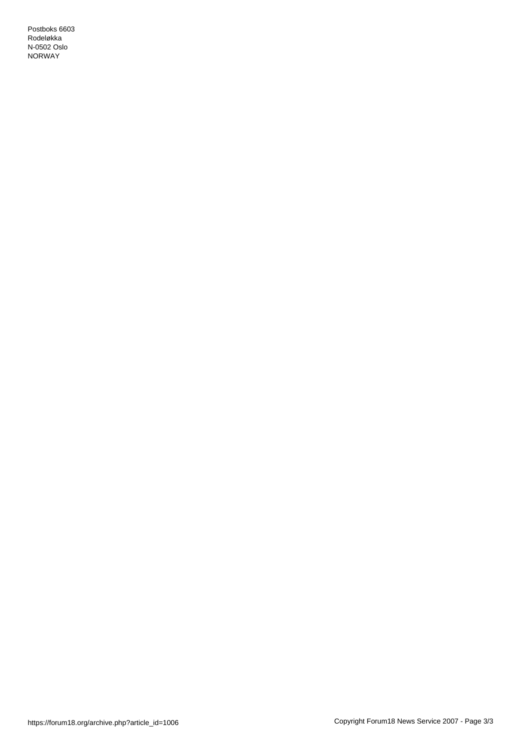Postboks 6603
Rodeløkka
N-0502 Oslo
NORWAY